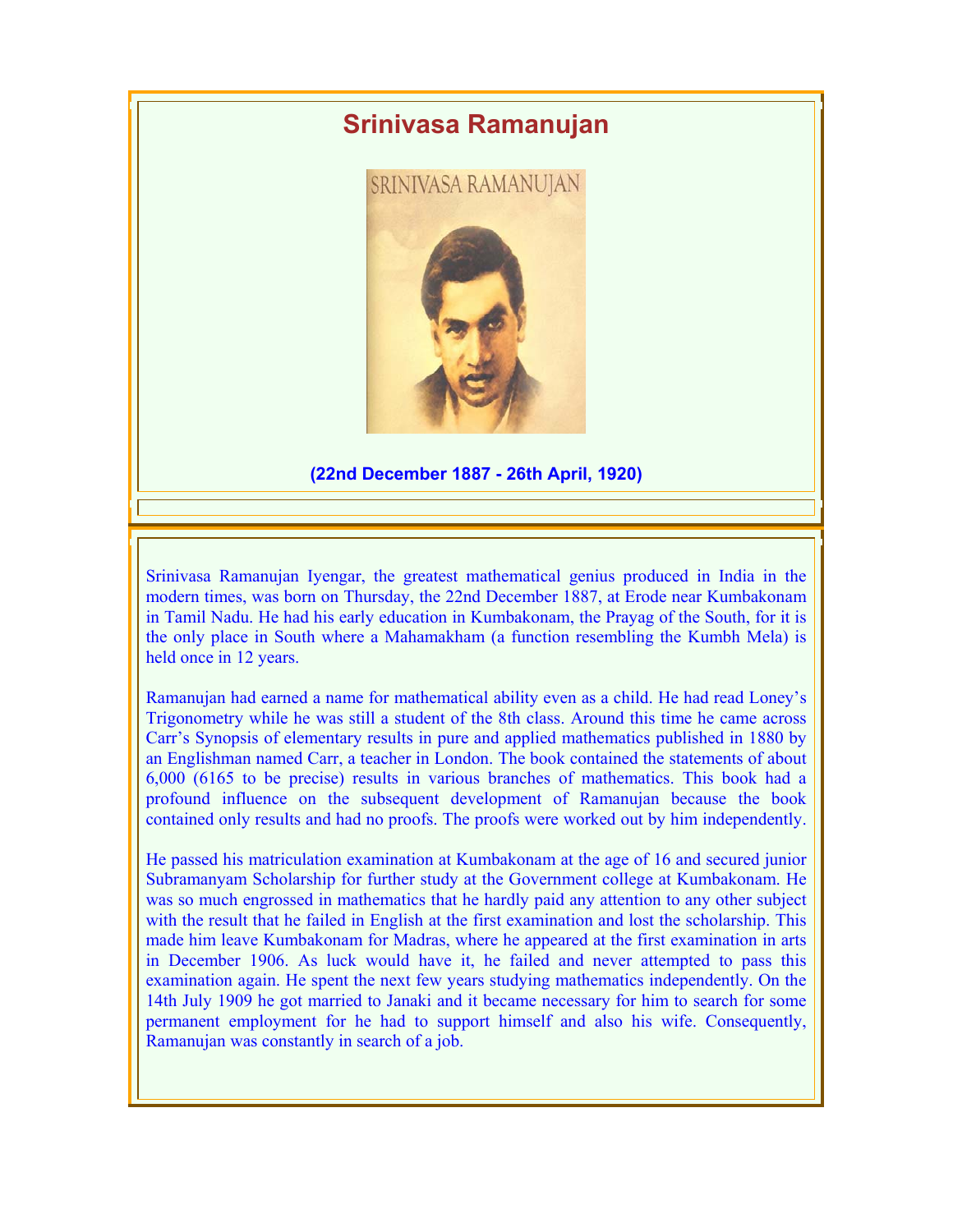# Srinivasa Ramanujan

**(22nd December 1887 - 26th April, 1920)**

Srinivasa Ramanujan Iyengar, the greatest mathematical genius produced in India in the modern times, was born on Thursday, the 22nd December 1887, at Erode near Kumbakonam in Tamil Nadu. He had his early education in Kumbakonam, the Prayag of the South, for it is the only place in South where a Mahamakham (a function resembling the Kumbh Mela) is held once in 12 years.

Ramanujan had earned a name for mathematical ability even as a child. He had read Loney's Trigonometry while he was still a student of the 8th class. Around this time he came across Carr's Synopsis of elementary results in pure and applied mathematics published in 1880 by an Englishman named Carr, a teacher in London. The book contained the statements of about 6,000 (6165 to be precise) results in various branches of mathematics. This book had a profound influence on the subsequent development of Ramanujan because the book contained only results and had no proofs. The proofs were worked out by him independently.

He passed his matriculation examination at Kumbakonam at the age of 16 and secured junior Subramanyam Scholarship for further study at the Government college at Kumbakonam. He was so much engrossed in mathematics that he hardly paid any attention to any other subject with the result that he failed in English at the first examination and lost the scholarship. This made him leave Kumbakonam for Madras, where he appeared at the first examination in arts in December 1906. As luck would have it, he failed and never attempted to pass this examination again. He spent the next few years studying mathematics independently. On the 14th July 1909 he got married to Janaki and it became necessary for him to search for some permanent employment for he had to support himself and also his wife. Consequently, Ramanujan was constantly in search of a job.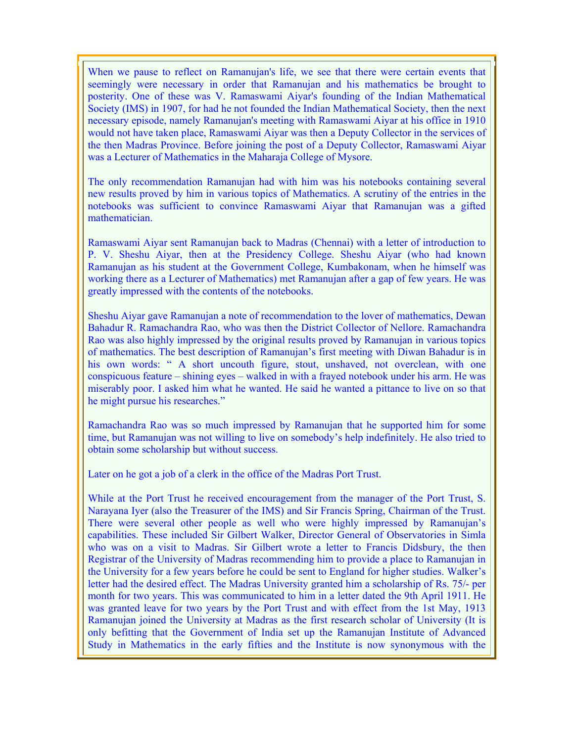When we pause to reflect on Ramanujan's life, we see that there were certain events that seemingly were necessary in order that Ramanujan and his mathematics be brought to posterity. One of these was V. Ramaswami Aiyar's founding of the Indian Mathematical Society (IMS) in 1907, for had he not founded the Indian Mathematical Society, then the next necessary episode, namely Ramanujan's meeting with Ramaswami Aiyar at his office in 1910 would not have taken place, Ramaswami Aiyar was then a Deputy Collector in the services of the then Madras Province. Before joining the post of a Deputy Collector, Ramaswami Aiyar was a Lecturer of Mathematics in the Maharaja College of Mysore.

The only recommendation Ramanujan had with him was his notebooks containing several new results proved by him in various topics of Mathematics. A scrutiny of the entries in the notebooks was sufficient to convince Ramaswami Aiyar that Ramanujan was a gifted mathematician.

Ramaswami Aiyar sent Ramanujan back to Madras (Chennai) with a letter of introduction to P. V. Sheshu Aiyar, then at the Presidency College. Sheshu Aiyar (who had known Ramanujan as his student at the Government College, Kumbakonam, when he himself was working there as a Lecturer of Mathematics) met Ramanujan after a gap of few years. He was greatly impressed with the contents of the notebooks.

Sheshu Aiyar gave Ramanujan a note of recommendation to the lover of mathematics, Dewan Bahadur R. Ramachandra Rao, who was then the District Collector of Nellore. Ramachandra Rao was also highly impressed by the original results proved by Ramanujan in various topics of mathematics. The best description of Ramanujan's first meeting with Diwan Bahadur is in his own words: " A short uncouth figure, stout, unshaved, not overclean, with one conspicuous feature – shining eyes – walked in with a frayed notebook under his arm. He was miserably poor. I asked him what he wanted. He said he wanted a pittance to live on so that he might pursue his researches."

Ramachandra Rao was so much impressed by Ramanujan that he supported him for some time, but Ramanujan was not willing to live on somebody's help indefinitely. He also tried to obtain some scholarship but without success.

Later on he got a job of a clerk in the office of the Madras Port Trust.

While at the Port Trust he received encouragement from the manager of the Port Trust, S. Narayana Iyer (also the Treasurer of the IMS) and Sir Francis Spring, Chairman of the Trust. There were several other people as well who were highly impressed by Ramanujan's capabilities. These included Sir Gilbert Walker, Director General of Observatories in Simla who was on a visit to Madras. Sir Gilbert wrote a letter to Francis Didsbury, the then Registrar of the University of Madras recommending him to provide a place to Ramanujan in the University for a few years before he could be sent to England for higher studies. Walker's letter had the desired effect. The Madras University granted him a scholarship of Rs. 75/- per month for two years. This was communicated to him in a letter dated the 9th April 1911. He was granted leave for two years by the Port Trust and with effect from the 1st May, 1913 Ramanujan joined the University at Madras as the first research scholar of University (It is only befitting that the Government of India set up the Ramanujan Institute of Advanced Study in Mathematics in the early fifties and the Institute is now synonymous with the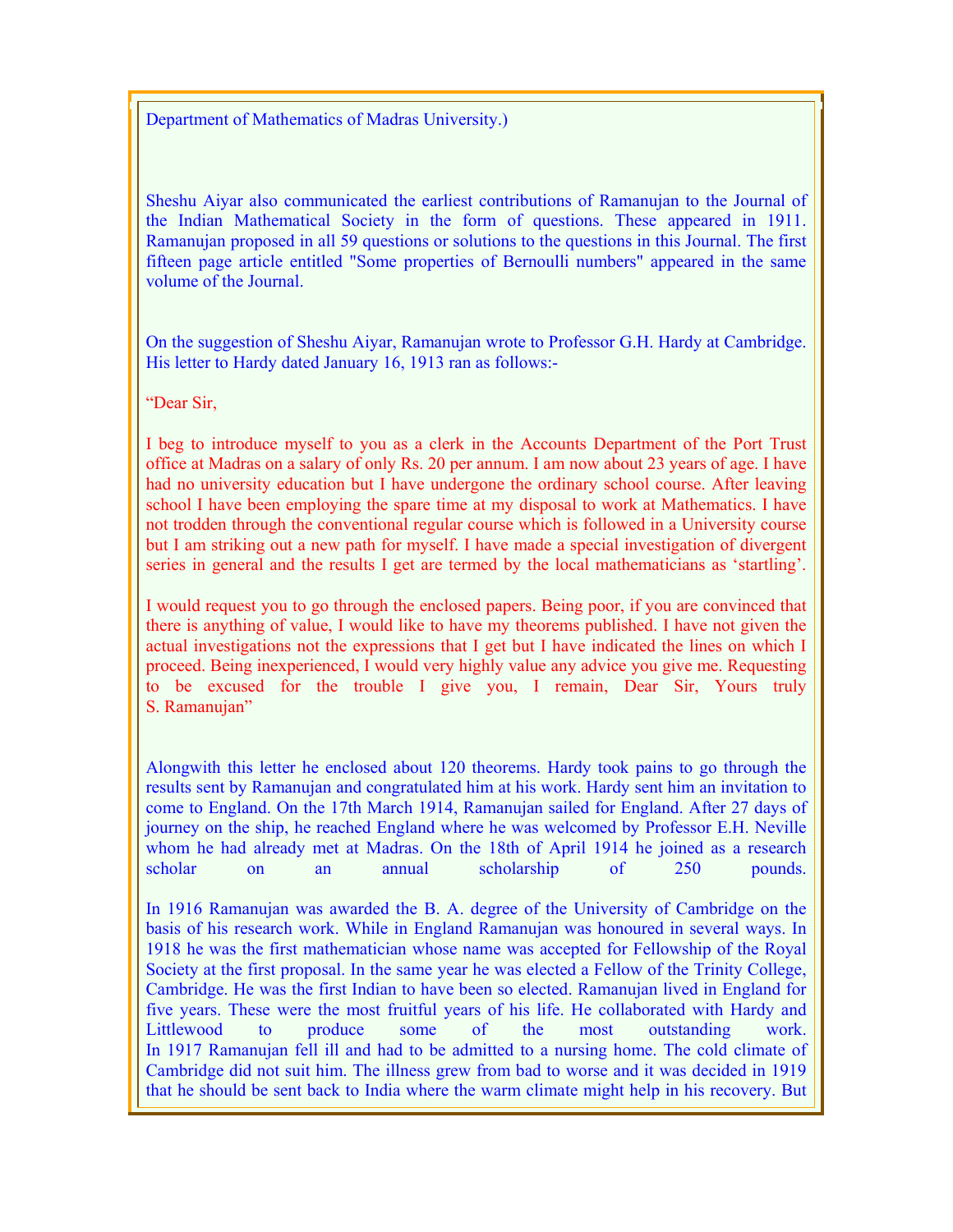Department of Mathematics of Madras University.)

Sheshu Aiyar also communicated the earliest contributions of Ramanujan to the Journal of the Indian Mathematical Society in the form of questions. These appeared in 1911. Ramanujan proposed in all 59 questions or solutions to the questions in this Journal. The first fifteen page article entitled "Some properties of Bernoulli numbers" appeared in the same volume of the Journal.

On the suggestion of Sheshu Aiyar, Ramanujan wrote to Professor G.H. Hardy at Cambridge. His letter to Hardy dated January 16, 1913 ran as follows:-

"Dear Sir,

I beg to introduce myself to you as a clerk in the Accounts Department of the Port Trust office at Madras on a salary of only Rs. 20 per annum. I am now about 23 years of age. I have had no university education but I have undergone the ordinary school course. After leaving school I have been employing the spare time at my disposal to work at Mathematics. I have not trodden through the conventional regular course which is followed in a University course but I am striking out a new path for myself. I have made a special investigation of divergent series in general and the results I get are termed by the local mathematicians as 'startling'.

I would request you to go through the enclosed papers. Being poor, if you are convinced that there is anything of value, I would like to have my theorems published. I have not given the actual investigations not the expressions that I get but I have indicated the lines on which I proceed. Being inexperienced, I would very highly value any advice you give me. Requesting to be excused for the trouble I give you, I remain, Dear Sir, Yours truly S. Ramanujan"

Alongwith this letter he enclosed about 120 theorems. Hardy took pains to go through the results sent by Ramanujan and congratulated him at his work. Hardy sent him an invitation to come to England. On the 17th March 1914, Ramanujan sailed for England. After 27 days of journey on the ship, he reached England where he was welcomed by Professor E.H. Neville whom he had already met at Madras. On the 18th of April 1914 he joined as a research scholar on an annual scholarship of 250 pounds.

In 1916 Ramanujan was awarded the B. A. degree of the University of Cambridge on the basis of his research work. While in England Ramanujan was honoured in several ways. In 1918 he was the first mathematician whose name was accepted for Fellowship of the Royal Society at the first proposal. In the same year he was elected a Fellow of the Trinity College, Cambridge. He was the first Indian to have been so elected. Ramanujan lived in England for five years. These were the most fruitful years of his life. He collaborated with Hardy and Littlewood to produce some of the most outstanding work.
In 1917 Ramanujan fell ill and had to be admitted to a nursing home. The cold climate of Cambridge did not suit him. The illness grew from bad to worse and it was decided in 1919 that he should be sent back to India where the warm climate might help in his recovery. But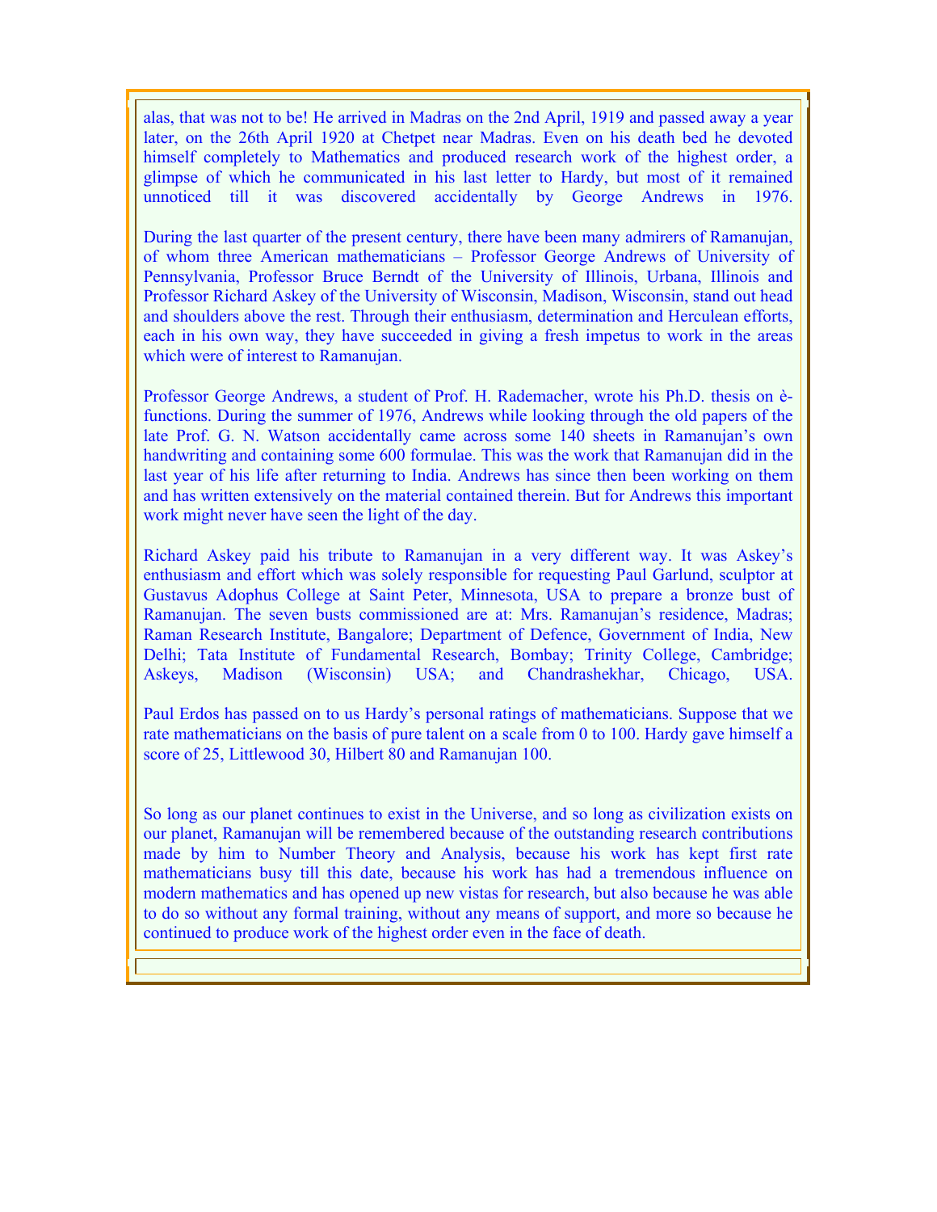alas, that was not to be! He arrived in Madras on the 2nd April, 1919 and passed away a year later, on the 26th April 1920 at Chetpet near Madras. Even on his death bed he devoted himself completely to Mathematics and produced research work of the highest order, a glimpse of which he communicated in his last letter to Hardy, but most of it remained unnoticed till it was discovered accidentally by George Andrews in 1976.

During the last quarter of the present century, there have been many admirers of Ramanujan, of whom three American mathematicians – Professor George Andrews of University of Pennsylvania, Professor Bruce Berndt of the University of Illinois, Urbana, Illinois and Professor Richard Askey of the University of Wisconsin, Madison, Wisconsin, stand out head and shoulders above the rest. Through their enthusiasm, determination and Herculean efforts, each in his own way, they have succeeded in giving a fresh impetus to work in the areas which were of interest to Ramanujan.

Professor George Andrews, a student of Prof. H. Rademacher, wrote his Ph.D. thesis on è-functions. During the summer of 1976, Andrews while looking through the old papers of the late Prof. G. N. Watson accidentally came across some 140 sheets in Ramanujan's own handwriting and containing some 600 formulae. This was the work that Ramanujan did in the last year of his life after returning to India. Andrews has since then been working on them and has written extensively on the material contained therein. But for Andrews this important work might never have seen the light of the day.

Richard Askey paid his tribute to Ramanujan in a very different way. It was Askey's enthusiasm and effort which was solely responsible for requesting Paul Garlund, sculptor at Gustavus Adophus College at Saint Peter, Minnesota, USA to prepare a bronze bust of Ramanujan. The seven busts commissioned are at: Mrs. Ramanujan's residence, Madras; Raman Research Institute, Bangalore; Department of Defence, Government of India, New Delhi; Tata Institute of Fundamental Research, Bombay; Trinity College, Cambridge; Askeys, Madison (Wisconsin) USA; and Chandrashekhar, Chicago, USA.

Paul Erdos has passed on to us Hardy's personal ratings of mathematicians. Suppose that we rate mathematicians on the basis of pure talent on a scale from 0 to 100. Hardy gave himself a score of 25, Littlewood 30, Hilbert 80 and Ramanujan 100.

So long as our planet continues to exist in the Universe, and so long as civilization exists on our planet, Ramanujan will be remembered because of the outstanding research contributions made by him to Number Theory and Analysis, because his work has kept first rate mathematicians busy till this date, because his work has had a tremendous influence on modern mathematics and has opened up new vistas for research, but also because he was able to do so without any formal training, without any means of support, and more so because he continued to produce work of the highest order even in the face of death.